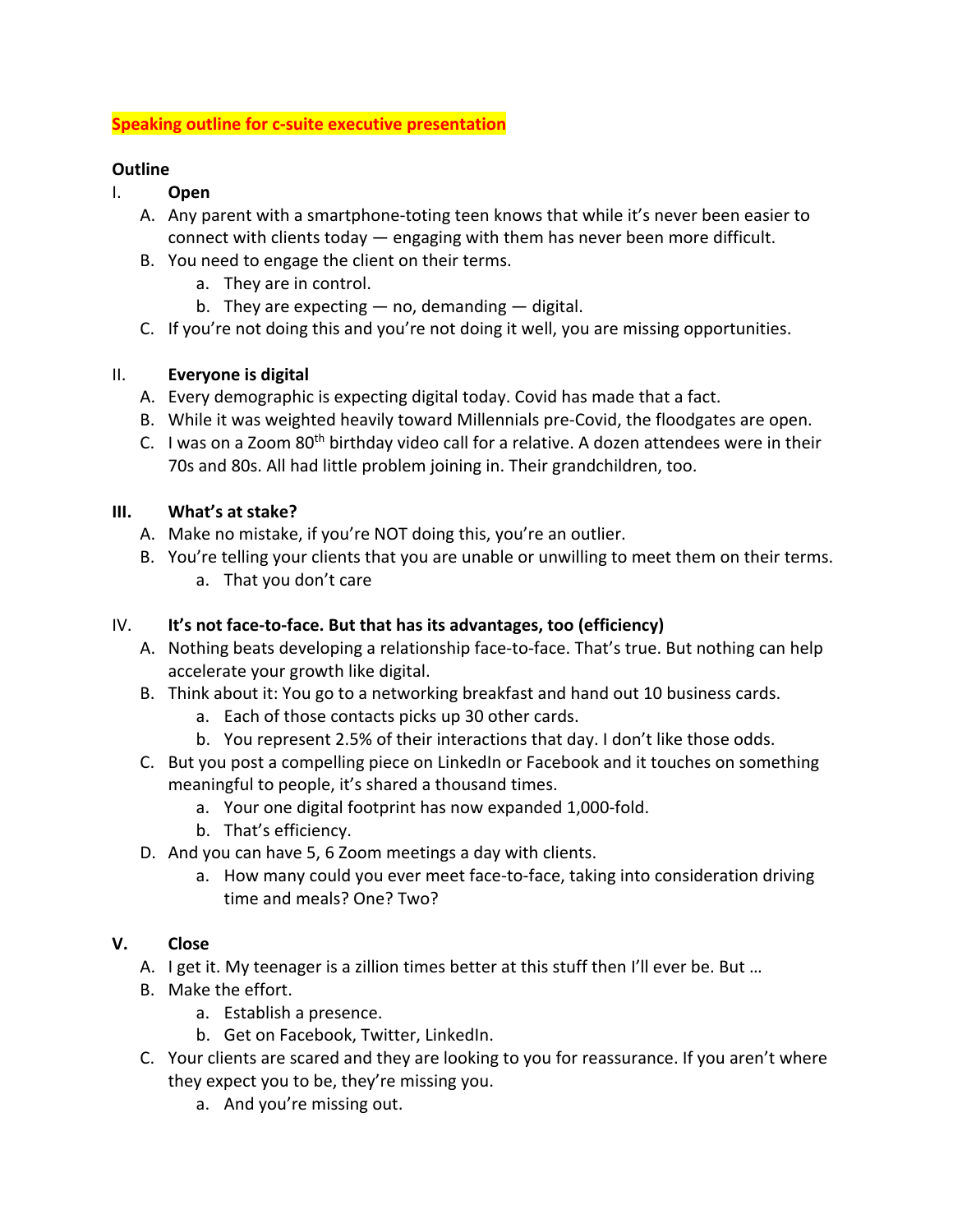**Speaking outline for c-suite executive presentation**

**Outline**

I. **Open**
   A. Any parent with a smartphone-toting teen knows that while it's never been easier to connect with clients today — engaging with them has never been more difficult.
   B. You need to engage the client on their terms.
      a. They are in control.
      b. They are expecting — no, demanding — digital.
   C. If you're not doing this and you're not doing it well, you are missing opportunities.

II. **Everyone is digital**
   A. Every demographic is expecting digital today. Covid has made that a fact.
   B. While it was weighted heavily toward Millennials pre-Covid, the floodgates are open.
   C. I was on a Zoom 80th birthday video call for a relative. A dozen attendees were in their 70s and 80s. All had little problem joining in. Their grandchildren, too.

**III. What's at stake?**
   A. Make no mistake, if you're NOT doing this, you're an outlier.
   B. You're telling your clients that you are unable or unwilling to meet them on their terms.
      a. That you don't care

IV. **It's not face-to-face. But that has its advantages, too (efficiency)**
   A. Nothing beats developing a relationship face-to-face. That's true. But nothing can help accelerate your growth like digital.
   B. Think about it: You go to a networking breakfast and hand out 10 business cards.
      a. Each of those contacts picks up 30 other cards.
      b. You represent 2.5% of their interactions that day. I don't like those odds.
   C. But you post a compelling piece on LinkedIn or Facebook and it touches on something meaningful to people, it's shared a thousand times.
      a. Your one digital footprint has now expanded 1,000-fold.
      b. That's efficiency.
   D. And you can have 5, 6 Zoom meetings a day with clients.
      a. How many could you ever meet face-to-face, taking into consideration driving time and meals? One? Two?

**V. Close**
   A. I get it. My teenager is a zillion times better at this stuff then I'll ever be. But …
   B. Make the effort.
      a. Establish a presence.
      b. Get on Facebook, Twitter, LinkedIn.
   C. Your clients are scared and they are looking to you for reassurance. If you aren't where they expect you to be, they're missing you.
      a. And you're missing out.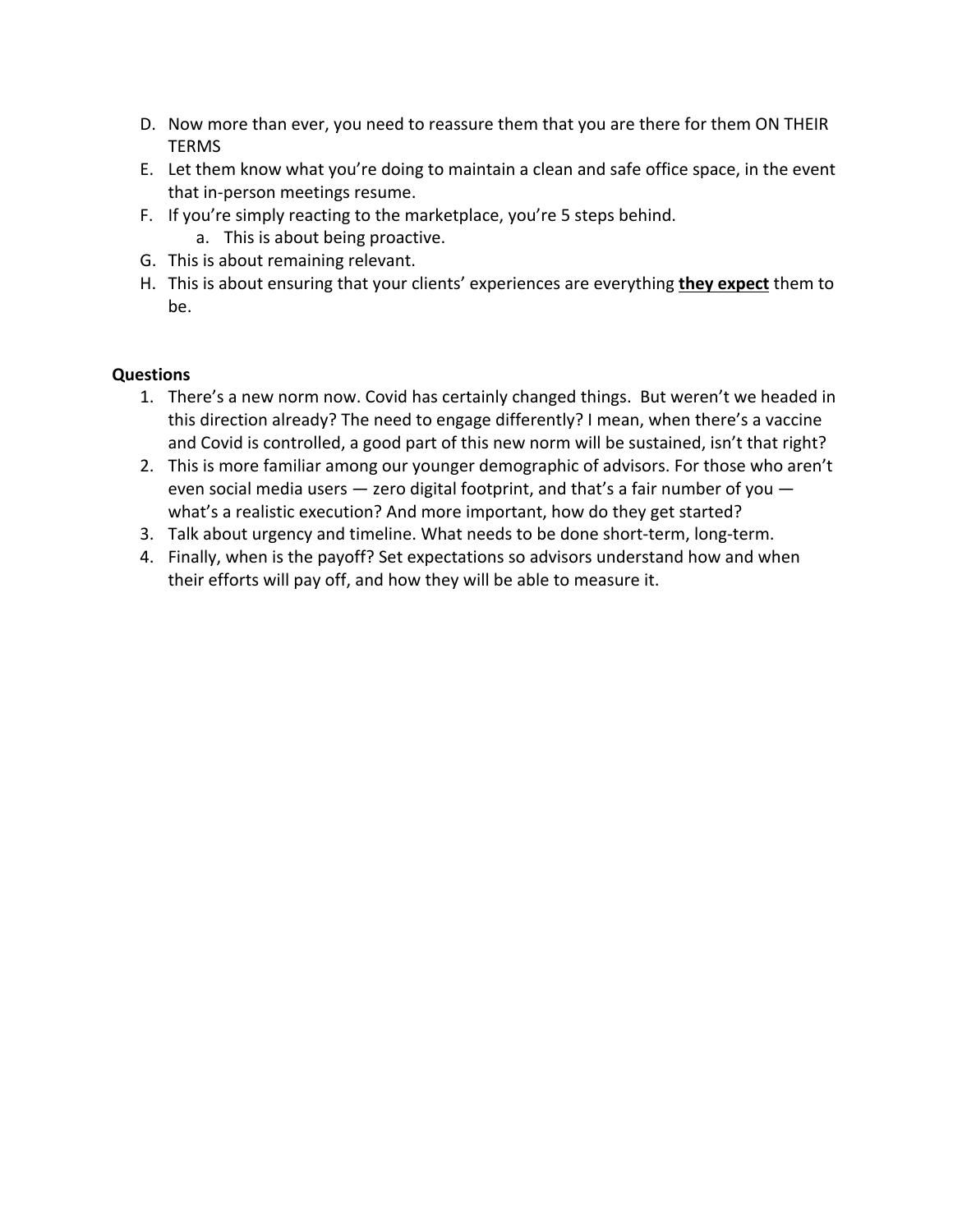D. Now more than ever, you need to reassure them that you are there for them ON THEIR TERMS
E. Let them know what you're doing to maintain a clean and safe office space, in the event that in-person meetings resume.
F. If you're simply reacting to the marketplace, you're 5 steps behind.
    a. This is about being proactive.
G. This is about remaining relevant.
H. This is about ensuring that your clients' experiences are everything <u>**they expect**</u> them to be.

**Questions**

1. There's a new norm now. Covid has certainly changed things. But weren't we headed in this direction already? The need to engage differently? I mean, when there's a vaccine and Covid is controlled, a good part of this new norm will be sustained, isn't that right?
2. This is more familiar among our younger demographic of advisors. For those who aren't even social media users — zero digital footprint, and that's a fair number of you — what's a realistic execution? And more important, how do they get started?
3. Talk about urgency and timeline. What needs to be done short-term, long-term.
4. Finally, when is the payoff? Set expectations so advisors understand how and when their efforts will pay off, and how they will be able to measure it.